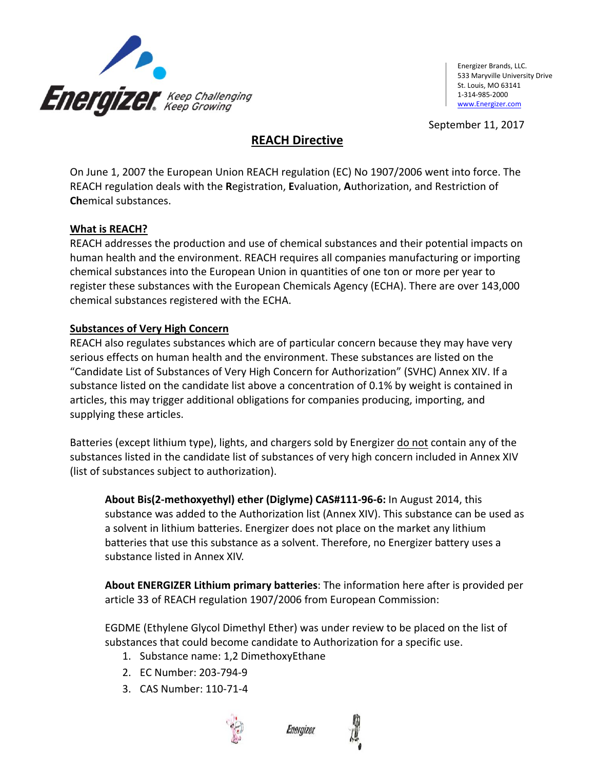Energizer Brands, LLC.
533 Maryville University Drive
St. Louis, MO 63141
1-314-985-2000
www.Energizer.com

September 11, 2017

# REACH Directive

On June 1, 2007 the European Union REACH regulation (EC) No 1907/2006 went into force. The REACH regulation deals with the **R**egistration, **E**valuation, **A**uthorization, and Restriction of **Ch**emical substances.

## What is REACH?

REACH addresses the production and use of chemical substances and their potential impacts on human health and the environment. REACH requires all companies manufacturing or importing chemical substances into the European Union in quantities of one ton or more per year to register these substances with the European Chemicals Agency (ECHA). There are over 143,000 chemical substances registered with the ECHA.

## Substances of Very High Concern

REACH also regulates substances which are of particular concern because they may have very serious effects on human health and the environment. These substances are listed on the "Candidate List of Substances of Very High Concern for Authorization" (SVHC) Annex XIV. If a substance listed on the candidate list above a concentration of 0.1% by weight is contained in articles, this may trigger additional obligations for companies producing, importing, and supplying these articles.

Batteries (except lithium type), lights, and chargers sold by Energizer do not contain any of the substances listed in the candidate list of substances of very high concern included in Annex XIV (list of substances subject to authorization).

**About Bis(2-methoxyethyl) ether (Diglyme) CAS#111-96-6:** In August 2014, this substance was added to the Authorization list (Annex XIV). This substance can be used as a solvent in lithium batteries. Energizer does not place on the market any lithium batteries that use this substance as a solvent. Therefore, no Energizer battery uses a substance listed in Annex XIV.

**About ENERGIZER Lithium primary batteries**: The information here after is provided per article 33 of REACH regulation 1907/2006 from European Commission:

EGDME (Ethylene Glycol Dimethyl Ether) was under review to be placed on the list of substances that could become candidate to Authorization for a specific use.

1. Substance name: 1,2 DimethoxyEthane
2. EC Number: 203-794-9
3. CAS Number: 110-71-4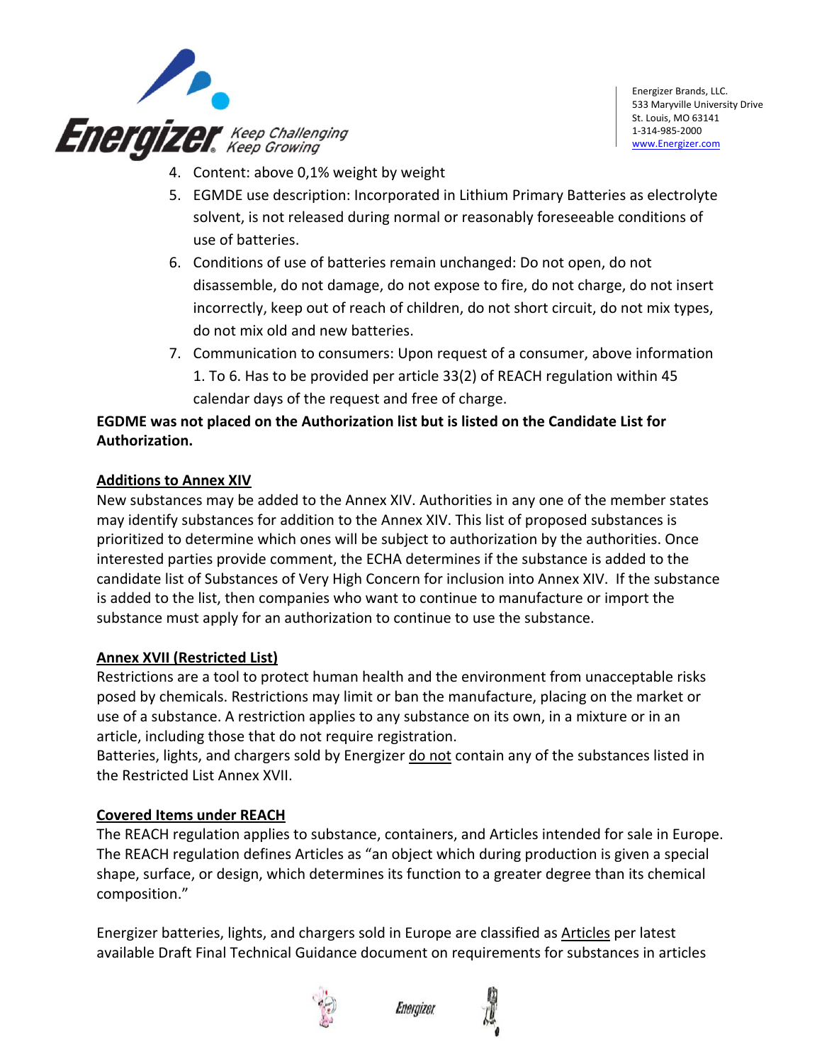4. Content: above 0,1% weight by weight
5. EGMDE use description: Incorporated in Lithium Primary Batteries as electrolyte solvent, is not released during normal or reasonably foreseeable conditions of use of batteries.
6. Conditions of use of batteries remain unchanged: Do not open, do not disassemble, do not damage, do not expose to fire, do not charge, do not insert incorrectly, keep out of reach of children, do not short circuit, do not mix types, do not mix old and new batteries.
7. Communication to consumers: Upon request of a consumer, above information 1. To 6. Has to be provided per article 33(2) of REACH regulation within 45 calendar days of the request and free of charge.

**EGDME was not placed on the Authorization list but is listed on the Candidate List for Authorization.**

**Additions to Annex XIV**

New substances may be added to the Annex XIV. Authorities in any one of the member states may identify substances for addition to the Annex XIV. This list of proposed substances is prioritized to determine which ones will be subject to authorization by the authorities. Once interested parties provide comment, the ECHA determines if the substance is added to the candidate list of Substances of Very High Concern for inclusion into Annex XIV. If the substance is added to the list, then companies who want to continue to manufacture or import the substance must apply for an authorization to continue to use the substance.

**Annex XVII (Restricted List)**

Restrictions are a tool to protect human health and the environment from unacceptable risks posed by chemicals. Restrictions may limit or ban the manufacture, placing on the market or use of a substance. A restriction applies to any substance on its own, in a mixture or in an article, including those that do not require registration.
Batteries, lights, and chargers sold by Energizer do not contain any of the substances listed in the Restricted List Annex XVII.

**Covered Items under REACH**

The REACH regulation applies to substance, containers, and Articles intended for sale in Europe. The REACH regulation defines Articles as "an object which during production is given a special shape, surface, or design, which determines its function to a greater degree than its chemical composition."

Energizer batteries, lights, and chargers sold in Europe are classified as Articles per latest available Draft Final Technical Guidance document on requirements for substances in articles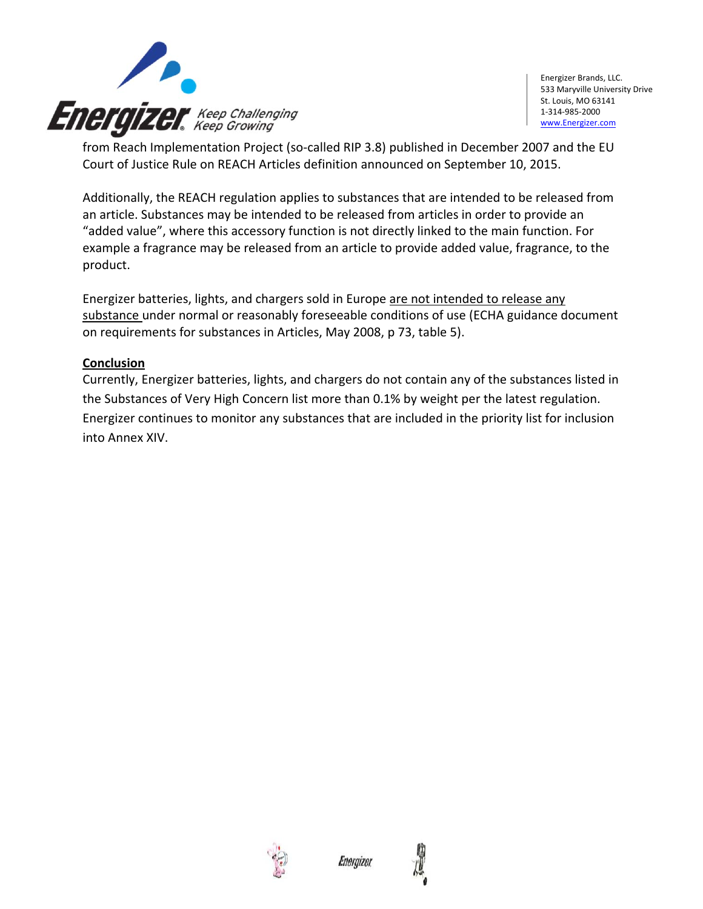from Reach Implementation Project (so-called RIP 3.8) published in December 2007 and the EU Court of Justice Rule on REACH Articles definition announced on September 10, 2015.

Additionally, the REACH regulation applies to substances that are intended to be released from an article. Substances may be intended to be released from articles in order to provide an "added value", where this accessory function is not directly linked to the main function. For example a fragrance may be released from an article to provide added value, fragrance, to the product.

Energizer batteries, lights, and chargers sold in Europe are not intended to release any substance under normal or reasonably foreseeable conditions of use (ECHA guidance document on requirements for substances in Articles, May 2008, p 73, table 5).

**Conclusion**

Currently, Energizer batteries, lights, and chargers do not contain any of the substances listed in the Substances of Very High Concern list more than 0.1% by weight per the latest regulation. Energizer continues to monitor any substances that are included in the priority list for inclusion into Annex XIV.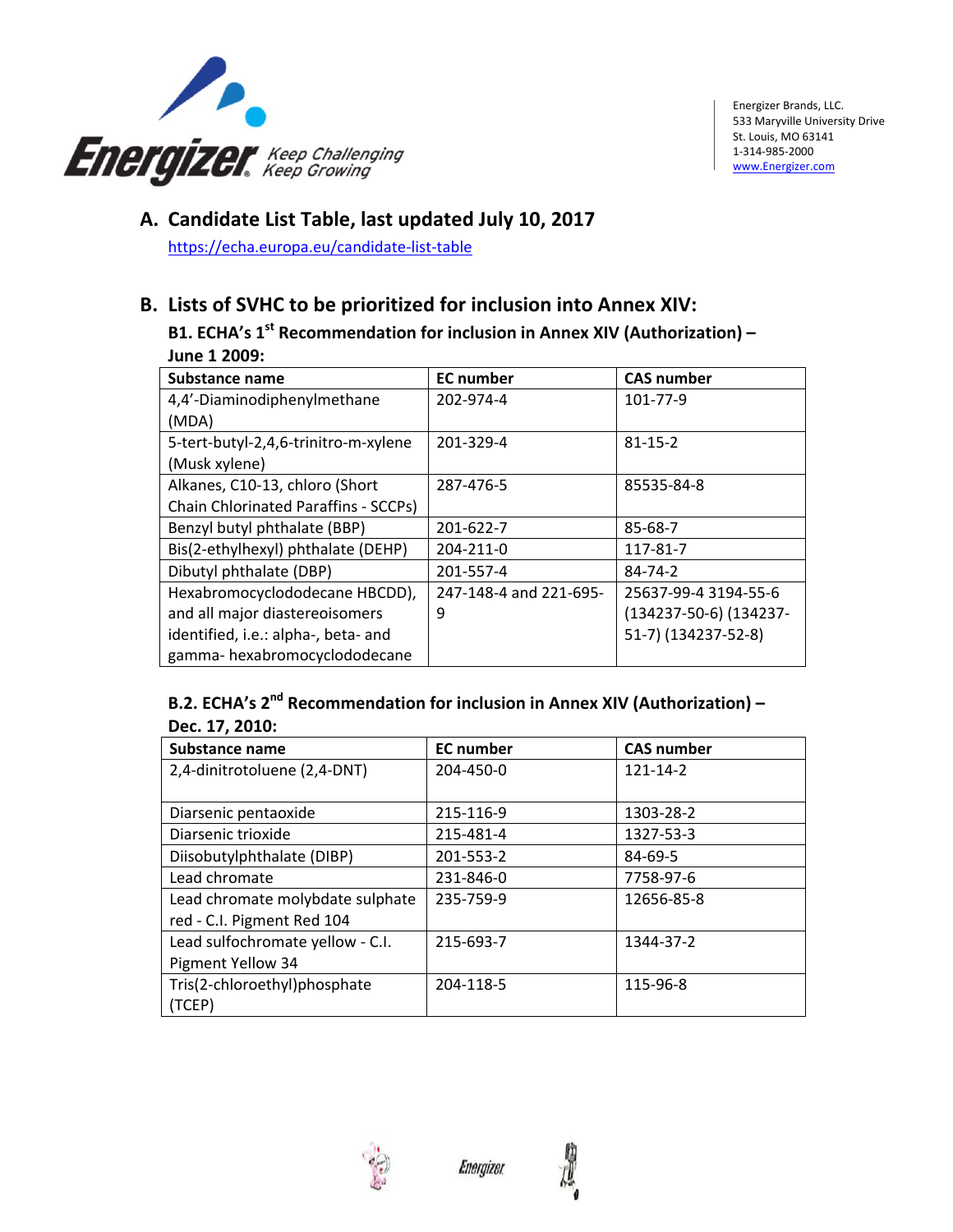## A. Candidate List Table, last updated July 10, 2017

https://echa.europa.eu/candidate-list-table

## B. Lists of SVHC to be prioritized for inclusion into Annex XIV:

### B1. ECHA's 1st Recommendation for inclusion in Annex XIV (Authorization) – June 1 2009:

| Substance name | EC number | CAS number |
|---|---|---|
| 4,4'-Diaminodiphenylmethane (MDA) | 202-974-4 | 101-77-9 |
| 5-tert-butyl-2,4,6-trinitro-m-xylene (Musk xylene) | 201-329-4 | 81-15-2 |
| Alkanes, C10-13, chloro (Short Chain Chlorinated Paraffins - SCCPs) | 287-476-5 | 85535-84-8 |
| Benzyl butyl phthalate (BBP) | 201-622-7 | 85-68-7 |
| Bis(2-ethylhexyl) phthalate (DEHP) | 204-211-0 | 117-81-7 |
| Dibutyl phthalate (DBP) | 201-557-4 | 84-74-2 |
| Hexabromocyclododecane HBCDD), and all major diastereoisomers identified, i.e.: alpha-, beta- and gamma- hexabromocyclododecane | 247-148-4 and 221-695-9 | 25637-99-4 3194-55-6 (134237-50-6) (134237-51-7) (134237-52-8) |

### B.2. ECHA's 2nd Recommendation for inclusion in Annex XIV (Authorization) – Dec. 17, 2010:

| Substance name | EC number | CAS number |
|---|---|---|
| 2,4-dinitrotoluene (2,4-DNT) | 204-450-0 | 121-14-2 |
| Diarsenic pentaoxide | 215-116-9 | 1303-28-2 |
| Diarsenic trioxide | 215-481-4 | 1327-53-3 |
| Diisobutylphthalate (DIBP) | 201-553-2 | 84-69-5 |
| Lead chromate | 231-846-0 | 7758-97-6 |
| Lead chromate molybdate sulphate red - C.I. Pigment Red 104 | 235-759-9 | 12656-85-8 |
| Lead sulfochromate yellow - C.I. Pigment Yellow 34 | 215-693-7 | 1344-37-2 |
| Tris(2-chloroethyl)phosphate (TCEP) | 204-118-5 | 115-96-8 |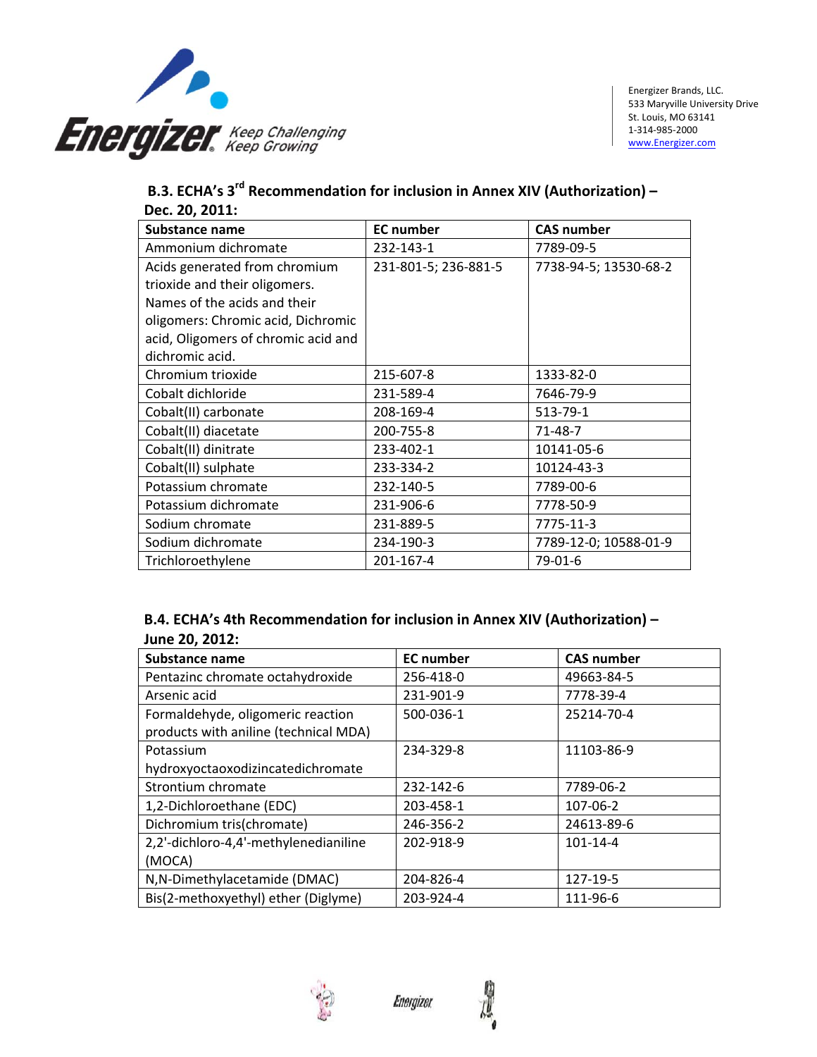### B.3. ECHA's 3rd Recommendation for inclusion in Annex XIV (Authorization) – Dec. 20, 2011:

| Substance name | EC number | CAS number |
|---|---|---|
| Ammonium dichromate | 232-143-1 | 7789-09-5 |
| Acids generated from chromium trioxide and their oligomers. Names of the acids and their oligomers: Chromic acid, Dichromic acid, Oligomers of chromic acid and dichromic acid. | 231-801-5; 236-881-5 | 7738-94-5; 13530-68-2 |
| Chromium trioxide | 215-607-8 | 1333-82-0 |
| Cobalt dichloride | 231-589-4 | 7646-79-9 |
| Cobalt(II) carbonate | 208-169-4 | 513-79-1 |
| Cobalt(II) diacetate | 200-755-8 | 71-48-7 |
| Cobalt(II) dinitrate | 233-402-1 | 10141-05-6 |
| Cobalt(II) sulphate | 233-334-2 | 10124-43-3 |
| Potassium chromate | 232-140-5 | 7789-00-6 |
| Potassium dichromate | 231-906-6 | 7778-50-9 |
| Sodium chromate | 231-889-5 | 7775-11-3 |
| Sodium dichromate | 234-190-3 | 7789-12-0; 10588-01-9 |
| Trichloroethylene | 201-167-4 | 79-01-6 |

### B.4. ECHA's 4th Recommendation for inclusion in Annex XIV (Authorization) – June 20, 2012:

| Substance name | EC number | CAS number |
|---|---|---|
| Pentazinc chromate octahydroxide | 256-418-0 | 49663-84-5 |
| Arsenic acid | 231-901-9 | 7778-39-4 |
| Formaldehyde, oligomeric reaction products with aniline (technical MDA) | 500-036-1 | 25214-70-4 |
| Potassium hydroxyoctaoxodizincatedichromate | 234-329-8 | 11103-86-9 |
| Strontium chromate | 232-142-6 | 7789-06-2 |
| 1,2-Dichloroethane (EDC) | 203-458-1 | 107-06-2 |
| Dichromium tris(chromate) | 246-356-2 | 24613-89-6 |
| 2,2'-dichloro-4,4'-methylenedianiline (MOCA) | 202-918-9 | 101-14-4 |
| N,N-Dimethylacetamide (DMAC) | 204-826-4 | 127-19-5 |
| Bis(2-methoxyethyl) ether (Diglyme) | 203-924-4 | 111-96-6 |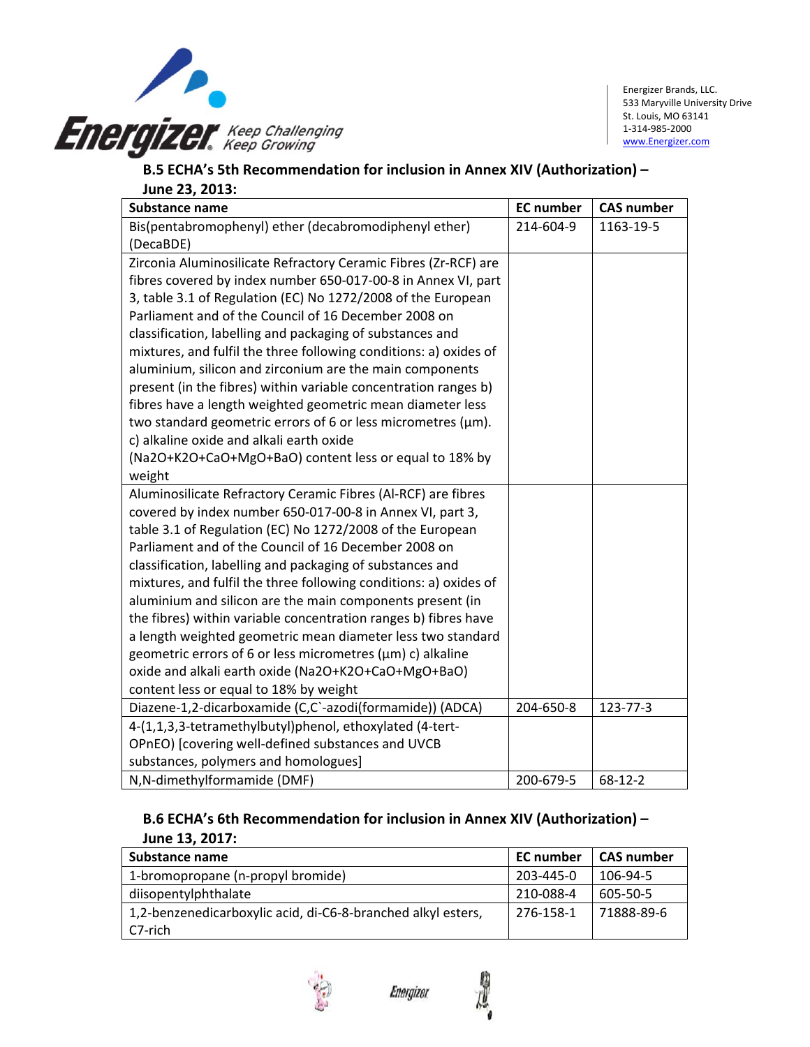### B.5 ECHA's 5th Recommendation for inclusion in Annex XIV (Authorization) – June 23, 2013:

| Substance name | EC number | CAS number |
|---|---|---|
| Bis(pentabromophenyl) ether (decabromodiphenyl ether) (DecaBDE) | 214-604-9 | 1163-19-5 |
| Zirconia Aluminosilicate Refractory Ceramic Fibres (Zr-RCF) are fibres covered by index number 650-017-00-8 in Annex VI, part 3, table 3.1 of Regulation (EC) No 1272/2008 of the European Parliament and of the Council of 16 December 2008 on classification, labelling and packaging of substances and mixtures, and fulfil the three following conditions: a) oxides of aluminium, silicon and zirconium are the main components present (in the fibres) within variable concentration ranges b) fibres have a length weighted geometric mean diameter less two standard geometric errors of 6 or less micrometres (µm). c) alkaline oxide and alkali earth oxide ($Na_2O$+$K_2O$+CaO+MgO+BaO) content less or equal to 18% by weight | | |
| Aluminosilicate Refractory Ceramic Fibres (Al-RCF) are fibres covered by index number 650-017-00-8 in Annex VI, part 3, table 3.1 of Regulation (EC) No 1272/2008 of the European Parliament and of the Council of 16 December 2008 on classification, labelling and packaging of substances and mixtures, and fulfil the three following conditions: a) oxides of aluminium and silicon are the main components present (in the fibres) within variable concentration ranges b) fibres have a length weighted geometric mean diameter less two standard geometric errors of 6 or less micrometres (µm) c) alkaline oxide and alkali earth oxide ($Na_2O$+$K_2O$+CaO+MgO+BaO) content less or equal to 18% by weight | | |
| Diazene-1,2-dicarboxamide (C,C`-azodi(formamide)) (ADCA) | 204-650-8 | 123-77-3 |
| 4-(1,1,3,3-tetramethylbutyl)phenol, ethoxylated (4-tert-OPnEO) [covering well-defined substances and UVCB substances, polymers and homologues] | | |
| N,N-dimethylformamide (DMF) | 200-679-5 | 68-12-2 |

### B.6 ECHA's 6th Recommendation for inclusion in Annex XIV (Authorization) – June 13, 2017:

| Substance name | EC number | CAS number |
|---|---|---|
| 1-bromopropane (n-propyl bromide) | 203-445-0 | 106-94-5 |
| diisopentylphthalate | 210-088-4 | 605-50-5 |
| 1,2-benzenedicarboxylic acid, di-C6-8-branched alkyl esters, C7-rich | 276-158-1 | 71888-89-6 |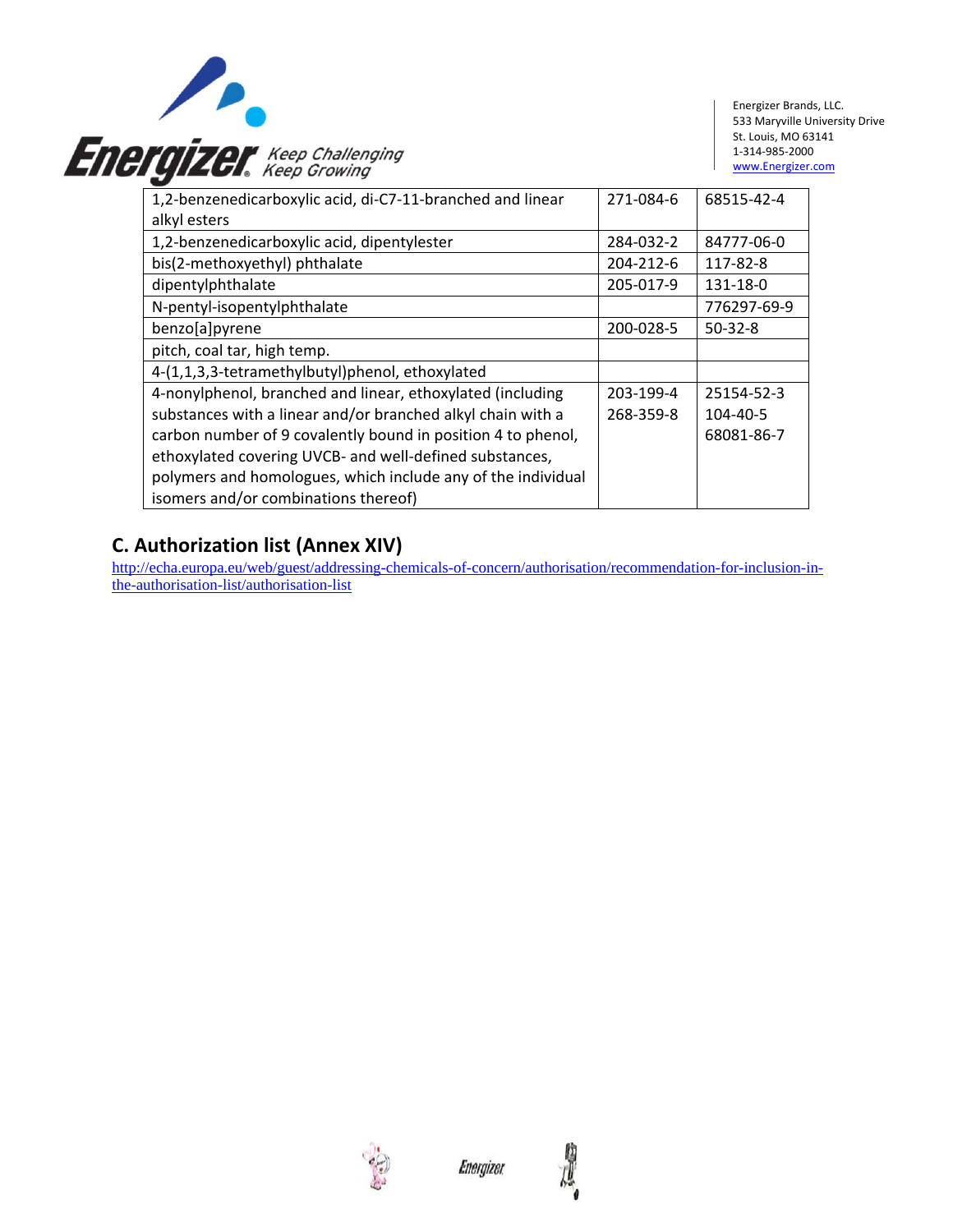| | | |
|---|---|---|
| 1,2-benzenedicarboxylic acid, di-C7-11-branched and linear alkyl esters | 271-084-6 | 68515-42-4 |
| 1,2-benzenedicarboxylic acid, dipentylester | 284-032-2 | 84777-06-0 |
| bis(2-methoxyethyl) phthalate | 204-212-6 | 117-82-8 |
| dipentylphthalate | 205-017-9 | 131-18-0 |
| N-pentyl-isopentylphthalate | | 776297-69-9 |
| benzo[a]pyrene | 200-028-5 | 50-32-8 |
| pitch, coal tar, high temp. | | |
| 4-(1,1,3,3-tetramethylbutyl)phenol, ethoxylated | | |
| 4-nonylphenol, branched and linear, ethoxylated (including substances with a linear and/or branched alkyl chain with a carbon number of 9 covalently bound in position 4 to phenol, ethoxylated covering UVCB- and well-defined substances, polymers and homologues, which include any of the individual isomers and/or combinations thereof) | 203-199-4<br>268-359-8 | 25154-52-3<br>104-40-5<br>68081-86-7 |

## C. Authorization list (Annex XIV)

http://echa.europa.eu/web/guest/addressing-chemicals-of-concern/authorisation/recommendation-for-inclusion-in-the-authorisation-list/authorisation-list